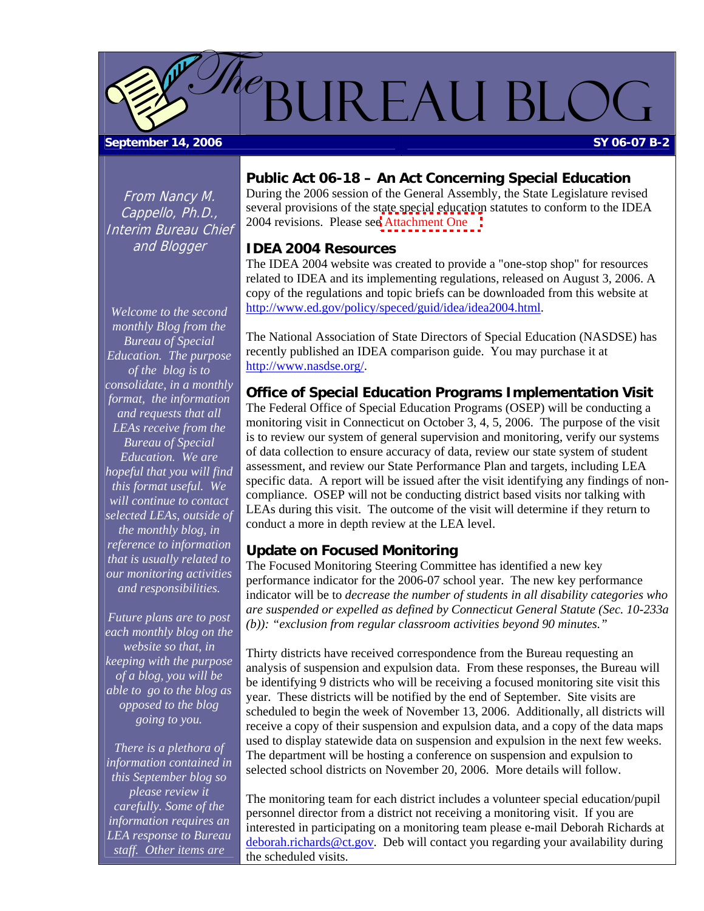# The Bureau Blog

**September 14, 2006** **SY 06-07 B-2**

*From Nancy M. Cappello, Ph.D., Interim Bureau Chief and Blogger*

*Welcome to the second monthly Blog from the Bureau of Special Education. The purpose of the blog is to consolidate, in a monthly format, the information and requests that all LEAs receive from the Bureau of Special Education. We are hopeful that you will find this format useful. We will continue to contact selected LEAs, outside of the monthly blog, in reference to information that is usually related to our monitoring activities and responsibilities.*

*Future plans are to post each monthly blog on the website so that, in keeping with the purpose of a blog, you will be able to go to the blog as opposed to the blog going to you.*

*There is a plethora of information contained in this September blog so please review it carefully. Some of the information requires an LEA response to Bureau staff. Other items are*

## Public Act 06-18 – An Act Concerning Special Education

During the 2006 session of the General Assembly, the State Legislature revised several provisions of the state special education statutes to conform to the IDEA 2004 revisions. Please see Attachment One

## IDEA 2004 Resources

The IDEA 2004 website was created to provide a "one-stop shop" for resources related to IDEA and its implementing regulations, released on August 3, 2006. A copy of the regulations and topic briefs can be downloaded from this website at http://www.ed.gov/policy/speced/guid/idea/idea2004.html.

The National Association of State Directors of Special Education (NASDSE) has recently published an IDEA comparison guide. You may purchase it at http://www.nasdse.org/.

## Office of Special Education Programs Implementation Visit

The Federal Office of Special Education Programs (OSEP) will be conducting a monitoring visit in Connecticut on October 3, 4, 5, 2006. The purpose of the visit is to review our system of general supervision and monitoring, verify our systems of data collection to ensure accuracy of data, review our state system of student assessment, and review our State Performance Plan and targets, including LEA specific data. A report will be issued after the visit identifying any findings of non-compliance. OSEP will not be conducting district based visits nor talking with LEAs during this visit. The outcome of the visit will determine if they return to conduct a more in depth review at the LEA level.

## Update on Focused Monitoring

The Focused Monitoring Steering Committee has identified a new key performance indicator for the 2006-07 school year. The new key performance indicator will be to *decrease the number of students in all disability categories who are suspended or expelled as defined by Connecticut General Statute (Sec. 10-233a (b)): "exclusion from regular classroom activities beyond 90 minutes."*

Thirty districts have received correspondence from the Bureau requesting an analysis of suspension and expulsion data. From these responses, the Bureau will be identifying 9 districts who will be receiving a focused monitoring site visit this year. These districts will be notified by the end of September. Site visits are scheduled to begin the week of November 13, 2006. Additionally, all districts will receive a copy of their suspension and expulsion data, and a copy of the data maps used to display statewide data on suspension and expulsion in the next few weeks. The department will be hosting a conference on suspension and expulsion to selected school districts on November 20, 2006. More details will follow.

The monitoring team for each district includes a volunteer special education/pupil personnel director from a district not receiving a monitoring visit. If you are interested in participating on a monitoring team please e-mail Deborah Richards at deborah.richards@ct.gov. Deb will contact you regarding your availability during the scheduled visits.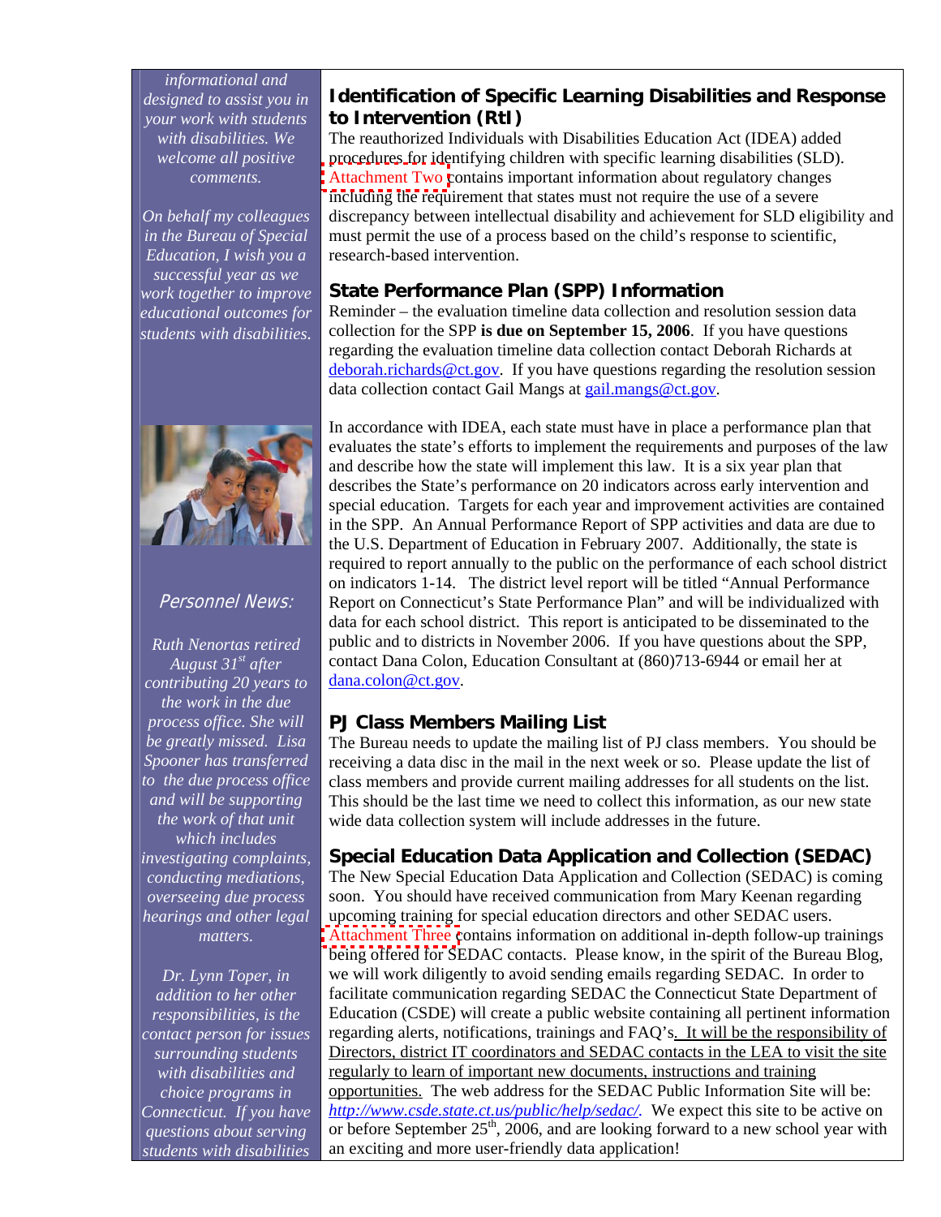*informational and designed to assist you in your work with students with disabilities. We welcome all positive comments.*

*On behalf my colleagues in the Bureau of Special Education, I wish you a successful year as we work together to improve educational outcomes for students with disabilities.*

## Personnel News:

*Ruth Nenortas retired August 31st after contributing 20 years to the work in the due process office. She will be greatly missed. Lisa Spooner has transferred to the due process office and will be supporting the work of that unit which includes investigating complaints, conducting mediations, overseeing due process hearings and other legal matters.*

*Dr. Lynn Toper, in addition to her other responsibilities, is the contact person for issues surrounding students with disabilities and choice programs in Connecticut. If you have questions about serving students with disabilities*

## Identification of Specific Learning Disabilities and Response to Intervention (RtI)

The reauthorized Individuals with Disabilities Education Act (IDEA) added procedures for identifying children with specific learning disabilities (SLD). Attachment Two contains important information about regulatory changes including the requirement that states must not require the use of a severe discrepancy between intellectual disability and achievement for SLD eligibility and must permit the use of a process based on the child's response to scientific, research-based intervention.

## State Performance Plan (SPP) Information

Reminder – the evaluation timeline data collection and resolution session data collection for the SPP **is due on September 15, 2006**. If you have questions regarding the evaluation timeline data collection contact Deborah Richards at deborah.richards@ct.gov. If you have questions regarding the resolution session data collection contact Gail Mangs at gail.mangs@ct.gov.

In accordance with IDEA, each state must have in place a performance plan that evaluates the state's efforts to implement the requirements and purposes of the law and describe how the state will implement this law. It is a six year plan that describes the State's performance on 20 indicators across early intervention and special education. Targets for each year and improvement activities are contained in the SPP. An Annual Performance Report of SPP activities and data are due to the U.S. Department of Education in February 2007. Additionally, the state is required to report annually to the public on the performance of each school district on indicators 1-14. The district level report will be titled "Annual Performance Report on Connecticut's State Performance Plan" and will be individualized with data for each school district. This report is anticipated to be disseminated to the public and to districts in November 2006. If you have questions about the SPP, contact Dana Colon, Education Consultant at (860)713-6944 or email her at dana.colon@ct.gov.

## PJ Class Members Mailing List

The Bureau needs to update the mailing list of PJ class members. You should be receiving a data disc in the mail in the next week or so. Please update the list of class members and provide current mailing addresses for all students on the list. This should be the last time we need to collect this information, as our new state wide data collection system will include addresses in the future.

## Special Education Data Application and Collection (SEDAC)

The New Special Education Data Application and Collection (SEDAC) is coming soon. You should have received communication from Mary Keenan regarding upcoming training for special education directors and other SEDAC users. Attachment Three contains information on additional in-depth follow-up trainings being offered for SEDAC contacts. Please know, in the spirit of the Bureau Blog, we will work diligently to avoid sending emails regarding SEDAC. In order to facilitate communication regarding SEDAC the Connecticut State Department of Education (CSDE) will create a public website containing all pertinent information regarding alerts, notifications, trainings and FAQ's. It will be the responsibility of Directors, district IT coordinators and SEDAC contacts in the LEA to visit the site regularly to learn of important new documents, instructions and training opportunities. The web address for the SEDAC Public Information Site will be: *http://www.csde.state.ct.us/public/help/sedac/*. We expect this site to be active on or before September 25th, 2006, and are looking forward to a new school year with an exciting and more user-friendly data application!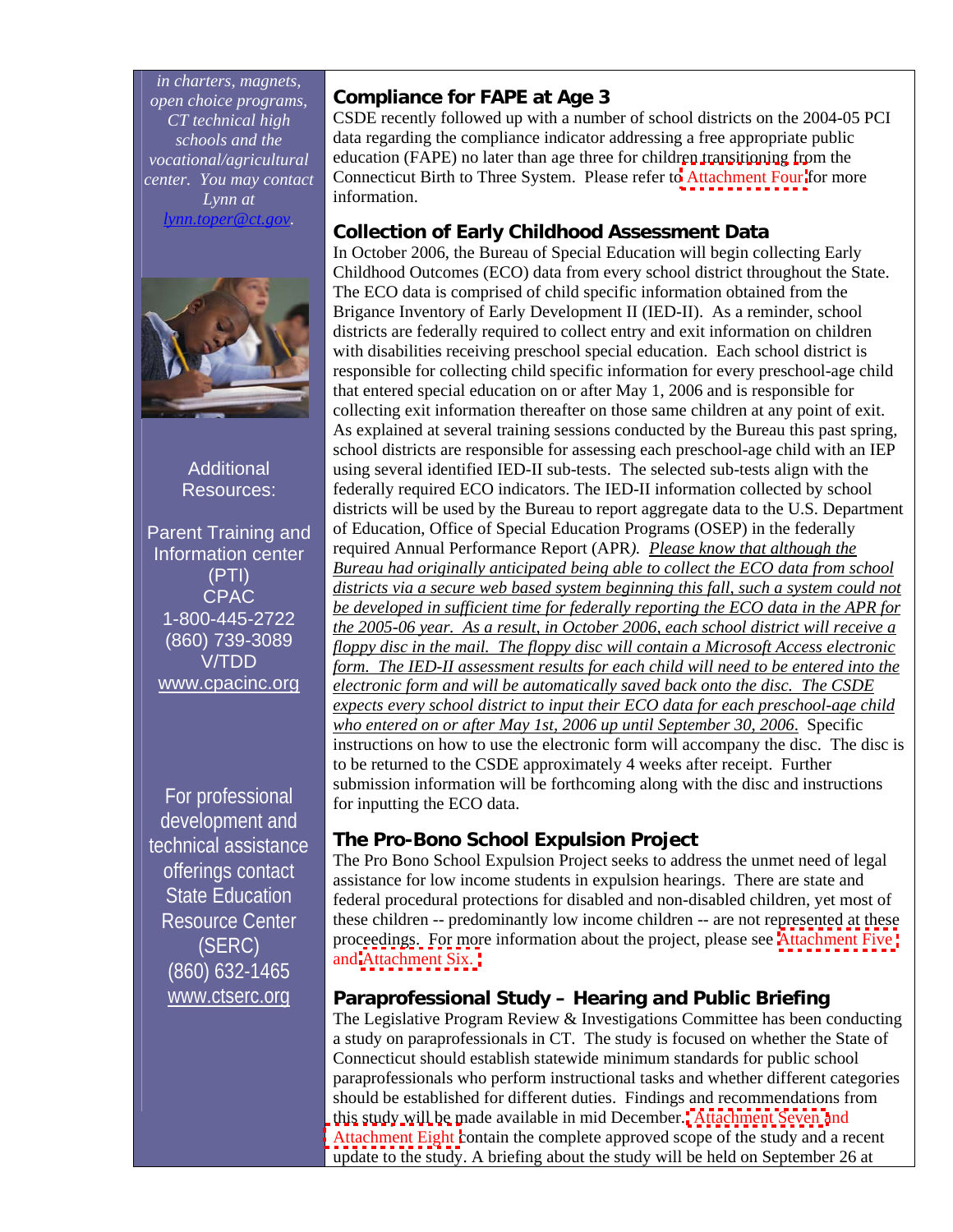*in charters, magnets, open choice programs, CT technical high schools and the vocational/agricultural center. You may contact Lynn at lynn.toper@ct.gov.*

Additional Resources:

Parent Training and Information center (PTI)
CPAC
1-800-445-2722
(860) 739-3089
V/TDD
www.cpacinc.org

For professional development and technical assistance offerings contact State Education Resource Center (SERC)
(860) 632-1465
www.ctserc.org

## Compliance for FAPE at Age 3

CSDE recently followed up with a number of school districts on the 2004-05 PCI data regarding the compliance indicator addressing a free appropriate public education (FAPE) no later than age three for children transitioning from the Connecticut Birth to Three System. Please refer to Attachment Four for more information.

## Collection of Early Childhood Assessment Data

In October 2006, the Bureau of Special Education will begin collecting Early Childhood Outcomes (ECO) data from every school district throughout the State. The ECO data is comprised of child specific information obtained from the Brigance Inventory of Early Development II (IED-II). As a reminder, school districts are federally required to collect entry and exit information on children with disabilities receiving preschool special education. Each school district is responsible for collecting child specific information for every preschool-age child that entered special education on or after May 1, 2006 and is responsible for collecting exit information thereafter on those same children at any point of exit. As explained at several training sessions conducted by the Bureau this past spring, school districts are responsible for assessing each preschool-age child with an IEP using several identified IED-II sub-tests. The selected sub-tests align with the federally required ECO indicators. The IED-II information collected by school districts will be used by the Bureau to report aggregate data to the U.S. Department of Education, Office of Special Education Programs (OSEP) in the federally required Annual Performance Report (APR*).* *Please know that although the Bureau had originally anticipated being able to collect the ECO data from school districts via a secure web based system beginning this fall, such a system could not be developed in sufficient time for federally reporting the ECO data in the APR for the 2005-06 year. As a result, in October 2006, each school district will receive a floppy disc in the mail. The floppy disc will contain a Microsoft Access electronic form. The IED-II assessment results for each child will need to be entered into the electronic form and will be automatically saved back onto the disc. The CSDE expects every school district to input their ECO data for each preschool-age child who entered on or after May 1st, 2006 up until September 30, 2006.* Specific instructions on how to use the electronic form will accompany the disc. The disc is to be returned to the CSDE approximately 4 weeks after receipt. Further submission information will be forthcoming along with the disc and instructions for inputting the ECO data.

## The Pro-Bono School Expulsion Project

The Pro Bono School Expulsion Project seeks to address the unmet need of legal assistance for low income students in expulsion hearings. There are state and federal procedural protections for disabled and non-disabled children, yet most of these children -- predominantly low income children -- are not represented at these proceedings. For more information about the project, please see Attachment Five and Attachment Six.

## Paraprofessional Study – Hearing and Public Briefing

The Legislative Program Review & Investigations Committee has been conducting a study on paraprofessionals in CT. The study is focused on whether the State of Connecticut should establish statewide minimum standards for public school paraprofessionals who perform instructional tasks and whether different categories should be established for different duties. Findings and recommendations from this study will be made available in mid December. Attachment Seven and Attachment Eight contain the complete approved scope of the study and a recent update to the study. A briefing about the study will be held on September 26 at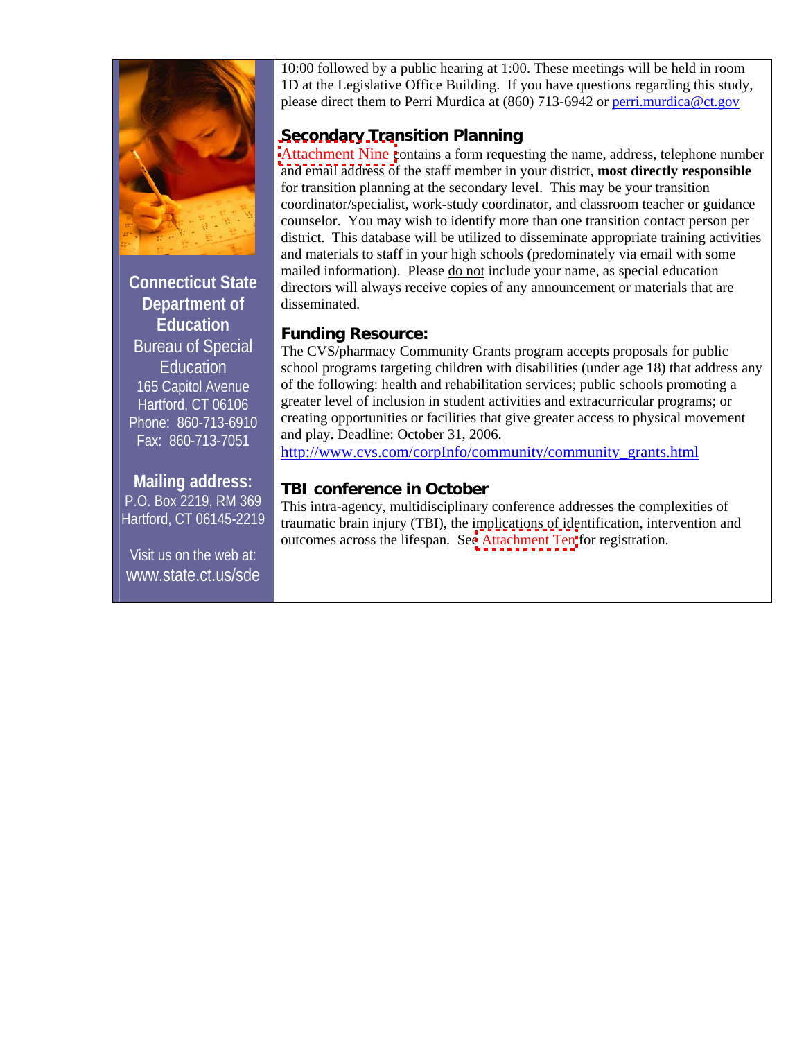10:00 followed by a public hearing at 1:00. These meetings will be held in room 1D at the Legislative Office Building. If you have questions regarding this study, please direct them to Perri Murdica at (860) 713-6942 or perri.murdica@ct.gov

## Secondary Transition Planning

Attachment Nine contains a form requesting the name, address, telephone number and email address of the staff member in your district, **most directly responsible** for transition planning at the secondary level. This may be your transition coordinator/specialist, work-study coordinator, and classroom teacher or guidance counselor. You may wish to identify more than one transition contact person per district. This database will be utilized to disseminate appropriate training activities and materials to staff in your high schools (predominately via email with some mailed information). Please do not include your name, as special education directors will always receive copies of any announcement or materials that are disseminated.

## Funding Resource:

The CVS/pharmacy Community Grants program accepts proposals for public school programs targeting children with disabilities (under age 18) that address any of the following: health and rehabilitation services; public schools promoting a greater level of inclusion in student activities and extracurricular programs; or creating opportunities or facilities that give greater access to physical movement and play. Deadline: October 31, 2006.
http://www.cvs.com/corpInfo/community/community_grants.html

## TBI conference in October

This intra-agency, multidisciplinary conference addresses the complexities of traumatic brain injury (TBI), the implications of identification, intervention and outcomes across the lifespan. See Attachment Ten for registration.

**Connecticut State Department of Education**
Bureau of Special Education
165 Capitol Avenue
Hartford, CT 06106
Phone: 860-713-6910
Fax: 860-713-7051

**Mailing address:**
P.O. Box 2219, RM 369
Hartford, CT 06145-2219

Visit us on the web at:
www.state.ct.us/sde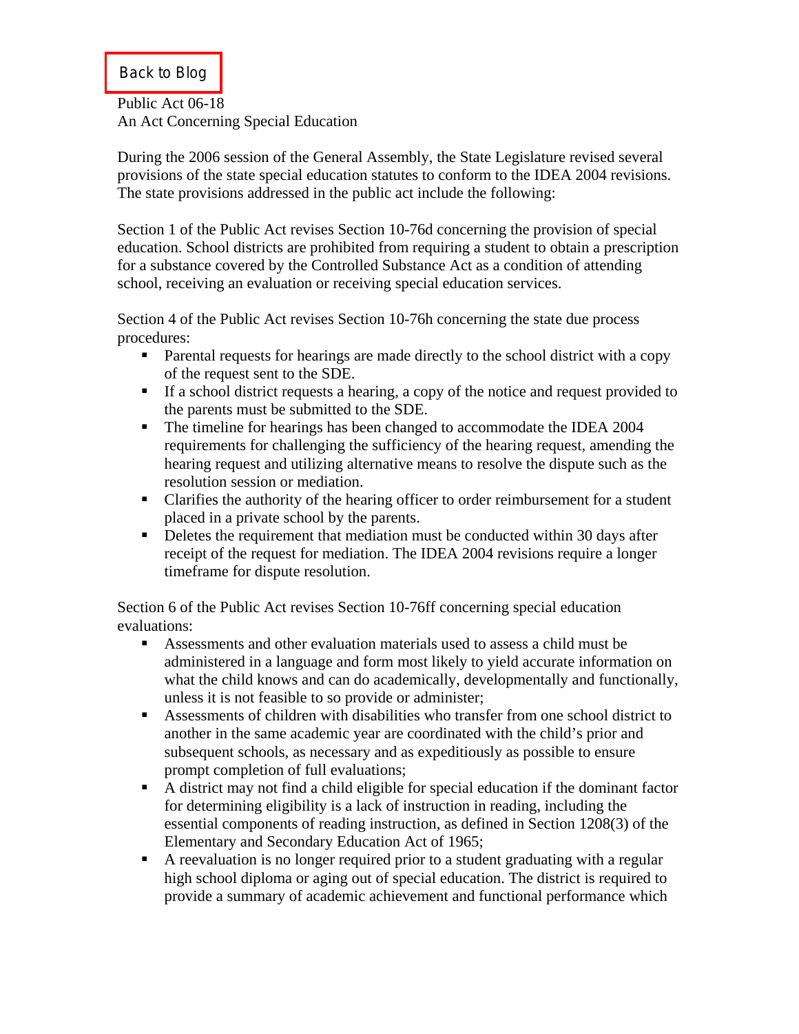Back to Blog

Public Act 06-18
An Act Concerning Special Education

During the 2006 session of the General Assembly, the State Legislature revised several provisions of the state special education statutes to conform to the IDEA 2004 revisions. The state provisions addressed in the public act include the following:

Section 1 of the Public Act revises Section 10-76d concerning the provision of special education. School districts are prohibited from requiring a student to obtain a prescription for a substance covered by the Controlled Substance Act as a condition of attending school, receiving an evaluation or receiving special education services.

Section 4 of the Public Act revises Section 10-76h concerning the state due process procedures:

- Parental requests for hearings are made directly to the school district with a copy of the request sent to the SDE.
- If a school district requests a hearing, a copy of the notice and request provided to the parents must be submitted to the SDE.
- The timeline for hearings has been changed to accommodate the IDEA 2004 requirements for challenging the sufficiency of the hearing request, amending the hearing request and utilizing alternative means to resolve the dispute such as the resolution session or mediation.
- Clarifies the authority of the hearing officer to order reimbursement for a student placed in a private school by the parents.
- Deletes the requirement that mediation must be conducted within 30 days after receipt of the request for mediation. The IDEA 2004 revisions require a longer timeframe for dispute resolution.

Section 6 of the Public Act revises Section 10-76ff concerning special education evaluations:

- Assessments and other evaluation materials used to assess a child must be administered in a language and form most likely to yield accurate information on what the child knows and can do academically, developmentally and functionally, unless it is not feasible to so provide or administer;
- Assessments of children with disabilities who transfer from one school district to another in the same academic year are coordinated with the child's prior and subsequent schools, as necessary and as expeditiously as possible to ensure prompt completion of full evaluations;
- A district may not find a child eligible for special education if the dominant factor for determining eligibility is a lack of instruction in reading, including the essential components of reading instruction, as defined in Section 1208(3) of the Elementary and Secondary Education Act of 1965;
- A reevaluation is no longer required prior to a student graduating with a regular high school diploma or aging out of special education. The district is required to provide a summary of academic achievement and functional performance which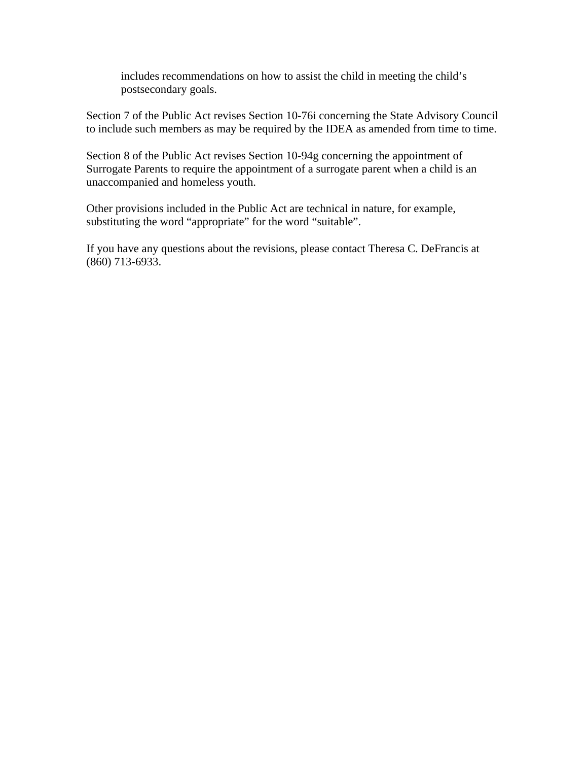includes recommendations on how to assist the child in meeting the child's postsecondary goals.

Section 7 of the Public Act revises Section 10-76i concerning the State Advisory Council to include such members as may be required by the IDEA as amended from time to time.

Section 8 of the Public Act revises Section 10-94g concerning the appointment of Surrogate Parents to require the appointment of a surrogate parent when a child is an unaccompanied and homeless youth.

Other provisions included in the Public Act are technical in nature, for example, substituting the word "appropriate" for the word "suitable".

If you have any questions about the revisions, please contact Theresa C. DeFrancis at (860) 713-6933.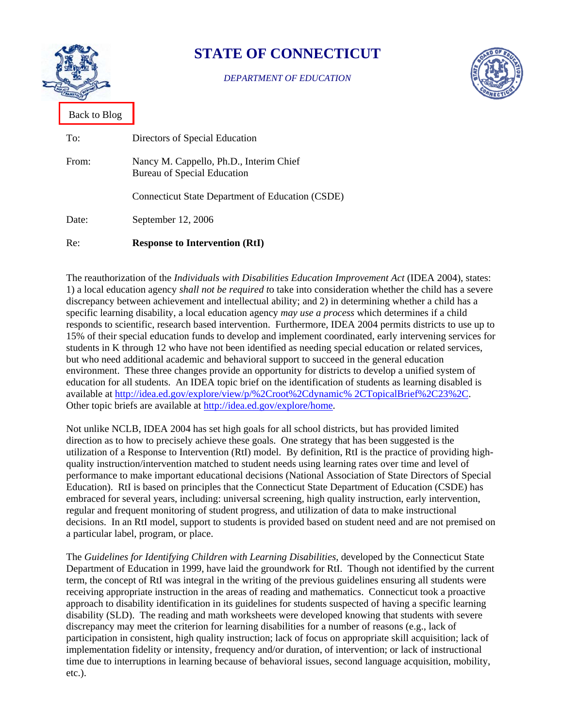# STATE OF CONNECTICUT

*DEPARTMENT OF EDUCATION*

Back to Blog

| | |
|---|---|
| To: | Directors of Special Education |
| From: | Nancy M. Cappello, Ph.D., Interim Chief<br>Bureau of Special Education<br><br>Connecticut State Department of Education (CSDE) |
| Date: | September 12, 2006 |
| Re: | **Response to Intervention (RtI)** |

The reauthorization of the *Individuals with Disabilities Education Improvement Act* (IDEA 2004), states: 1) a local education agency *shall not be required to* take into consideration whether the child has a severe discrepancy between achievement and intellectual ability; and 2) in determining whether a child has a specific learning disability, a local education agency *may use a process* which determines if a child responds to scientific, research based intervention. Furthermore, IDEA 2004 permits districts to use up to 15% of their special education funds to develop and implement coordinated, early intervening services for students in K through 12 who have not been identified as needing special education or related services, but who need additional academic and behavioral support to succeed in the general education environment. These three changes provide an opportunity for districts to develop a unified system of education for all students. An IDEA topic brief on the identification of students as learning disabled is available at http://idea.ed.gov/explore/view/p/%2Croot%2Cdynamic% 2CTopicalBrief%2C23%2C. Other topic briefs are available at http://idea.ed.gov/explore/home.

Not unlike NCLB, IDEA 2004 has set high goals for all school districts, but has provided limited direction as to how to precisely achieve these goals. One strategy that has been suggested is the utilization of a Response to Intervention (RtI) model. By definition, RtI is the practice of providing high-quality instruction/intervention matched to student needs using learning rates over time and level of performance to make important educational decisions (National Association of State Directors of Special Education). RtI is based on principles that the Connecticut State Department of Education (CSDE) has embraced for several years, including: universal screening, high quality instruction, early intervention, regular and frequent monitoring of student progress, and utilization of data to make instructional decisions. In an RtI model, support to students is provided based on student need and are not premised on a particular label, program, or place.

The *Guidelines for Identifying Children with Learning Disabilities*, developed by the Connecticut State Department of Education in 1999, have laid the groundwork for RtI. Though not identified by the current term, the concept of RtI was integral in the writing of the previous guidelines ensuring all students were receiving appropriate instruction in the areas of reading and mathematics. Connecticut took a proactive approach to disability identification in its guidelines for students suspected of having a specific learning disability (SLD). The reading and math worksheets were developed knowing that students with severe discrepancy may meet the criterion for learning disabilities for a number of reasons (e.g., lack of participation in consistent, high quality instruction; lack of focus on appropriate skill acquisition; lack of implementation fidelity or intensity, frequency and/or duration, of intervention; or lack of instructional time due to interruptions in learning because of behavioral issues, second language acquisition, mobility, etc.).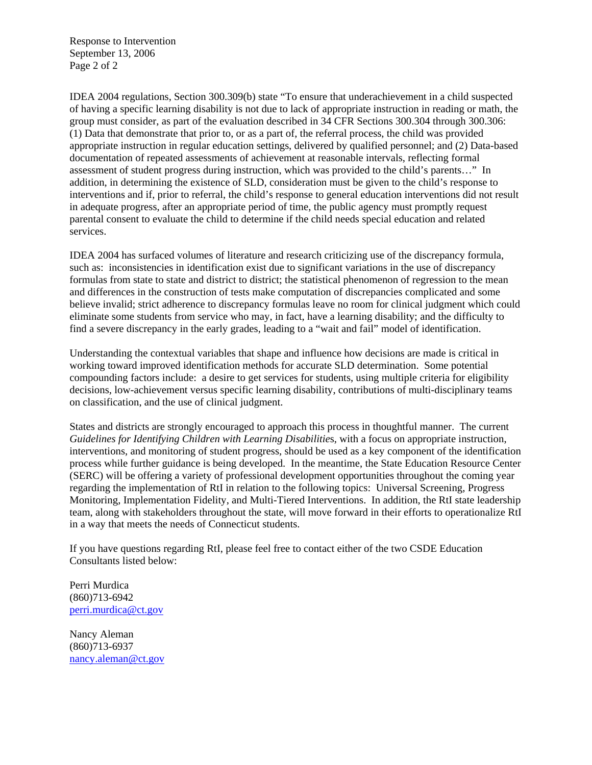IDEA 2004 regulations, Section 300.309(b) state "To ensure that underachievement in a child suspected of having a specific learning disability is not due to lack of appropriate instruction in reading or math, the group must consider, as part of the evaluation described in 34 CFR Sections 300.304 through 300.306: (1) Data that demonstrate that prior to, or as a part of, the referral process, the child was provided appropriate instruction in regular education settings, delivered by qualified personnel; and (2) Data-based documentation of repeated assessments of achievement at reasonable intervals, reflecting formal assessment of student progress during instruction, which was provided to the child's parents…" In addition, in determining the existence of SLD, consideration must be given to the child's response to interventions and if, prior to referral, the child's response to general education interventions did not result in adequate progress, after an appropriate period of time, the public agency must promptly request parental consent to evaluate the child to determine if the child needs special education and related services.

IDEA 2004 has surfaced volumes of literature and research criticizing use of the discrepancy formula, such as: inconsistencies in identification exist due to significant variations in the use of discrepancy formulas from state to state and district to district; the statistical phenomenon of regression to the mean and differences in the construction of tests make computation of discrepancies complicated and some believe invalid; strict adherence to discrepancy formulas leave no room for clinical judgment which could eliminate some students from service who may, in fact, have a learning disability; and the difficulty to find a severe discrepancy in the early grades, leading to a "wait and fail" model of identification.

Understanding the contextual variables that shape and influence how decisions are made is critical in working toward improved identification methods for accurate SLD determination. Some potential compounding factors include: a desire to get services for students, using multiple criteria for eligibility decisions, low-achievement versus specific learning disability, contributions of multi-disciplinary teams on classification, and the use of clinical judgment.

States and districts are strongly encouraged to approach this process in thoughtful manner. The current *Guidelines for Identifying Children with Learning Disabilities*, with a focus on appropriate instruction, interventions, and monitoring of student progress, should be used as a key component of the identification process while further guidance is being developed. In the meantime, the State Education Resource Center (SERC) will be offering a variety of professional development opportunities throughout the coming year regarding the implementation of RtI in relation to the following topics: Universal Screening, Progress Monitoring, Implementation Fidelity, and Multi-Tiered Interventions. In addition, the RtI state leadership team, along with stakeholders throughout the state, will move forward in their efforts to operationalize RtI in a way that meets the needs of Connecticut students.

If you have questions regarding RtI, please feel free to contact either of the two CSDE Education Consultants listed below:

Perri Murdica
(860)713-6942
perri.murdica@ct.gov

Nancy Aleman
(860)713-6937
nancy.aleman@ct.gov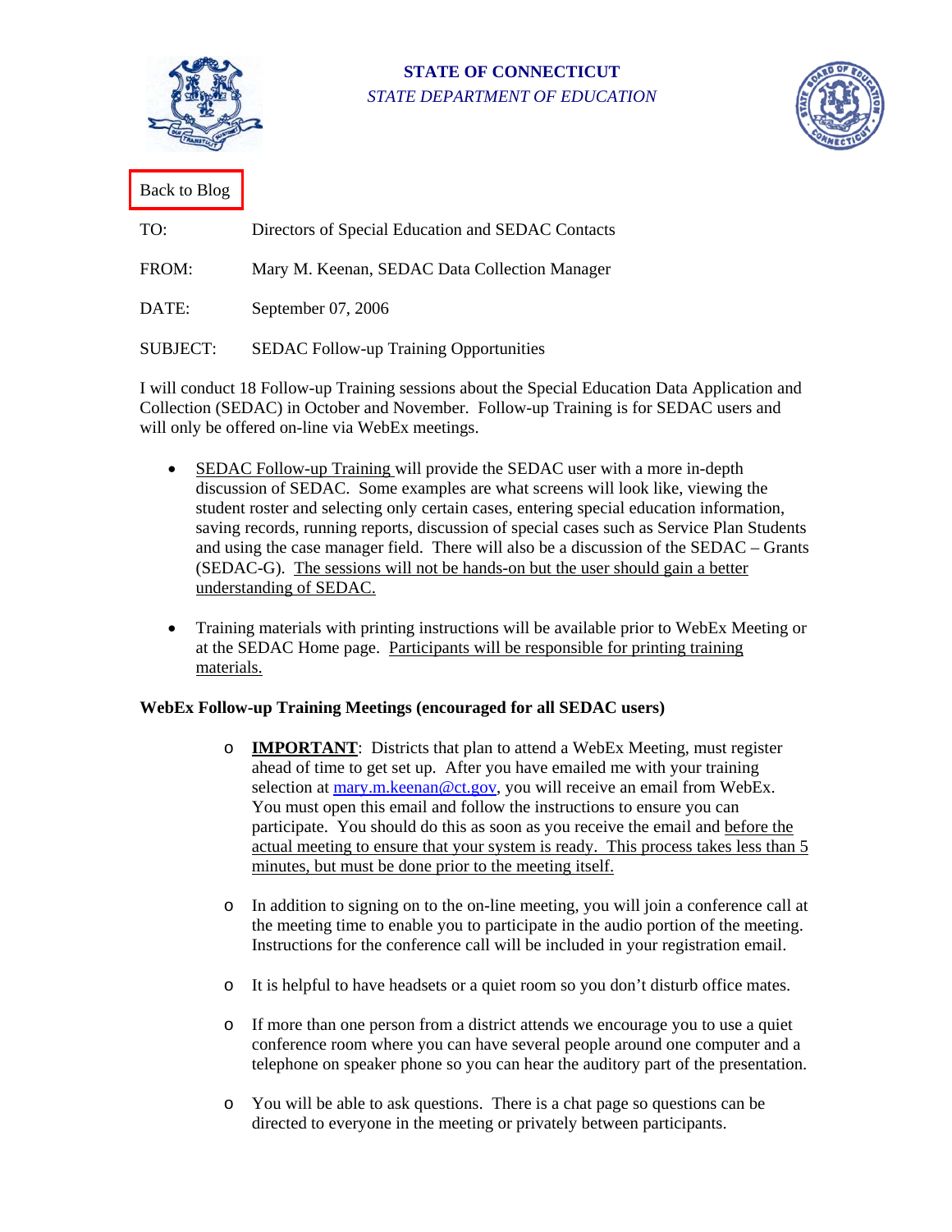**STATE OF CONNECTICUT**

*STATE DEPARTMENT OF EDUCATION*

Back to Blog

TO: Directors of Special Education and SEDAC Contacts

FROM: Mary M. Keenan, SEDAC Data Collection Manager

DATE: September 07, 2006

SUBJECT: SEDAC Follow-up Training Opportunities

I will conduct 18 Follow-up Training sessions about the Special Education Data Application and Collection (SEDAC) in October and November. Follow-up Training is for SEDAC users and will only be offered on-line via WebEx meetings.

- <u>SEDAC Follow-up Training</u> will provide the SEDAC user with a more in-depth discussion of SEDAC. Some examples are what screens will look like, viewing the student roster and selecting only certain cases, entering special education information, saving records, running reports, discussion of special cases such as Service Plan Students and using the case manager field. There will also be a discussion of the SEDAC – Grants (SEDAC-G). <u>The sessions will not be hands-on but the user should gain a better understanding of SEDAC.</u>

- Training materials with printing instructions will be available prior to WebEx Meeting or at the SEDAC Home page. <u>Participants will be responsible for printing training materials.</u>

**WebEx Follow-up Training Meetings (encouraged for all SEDAC users)**

- **<u>IMPORTANT</u>**: Districts that plan to attend a WebEx Meeting, must register ahead of time to get set up. After you have emailed me with your training selection at mary.m.keenan@ct.gov, you will receive an email from WebEx. You must open this email and follow the instructions to ensure you can participate. You should do this as soon as you receive the email and <u>before the actual meeting to ensure that your system is ready. This process takes less than 5 minutes, but must be done prior to the meeting itself.</u>

- In addition to signing on to the on-line meeting, you will join a conference call at the meeting time to enable you to participate in the audio portion of the meeting. Instructions for the conference call will be included in your registration email.

- It is helpful to have headsets or a quiet room so you don't disturb office mates.

- If more than one person from a district attends we encourage you to use a quiet conference room where you can have several people around one computer and a telephone on speaker phone so you can hear the auditory part of the presentation.

- You will be able to ask questions. There is a chat page so questions can be directed to everyone in the meeting or privately between participants.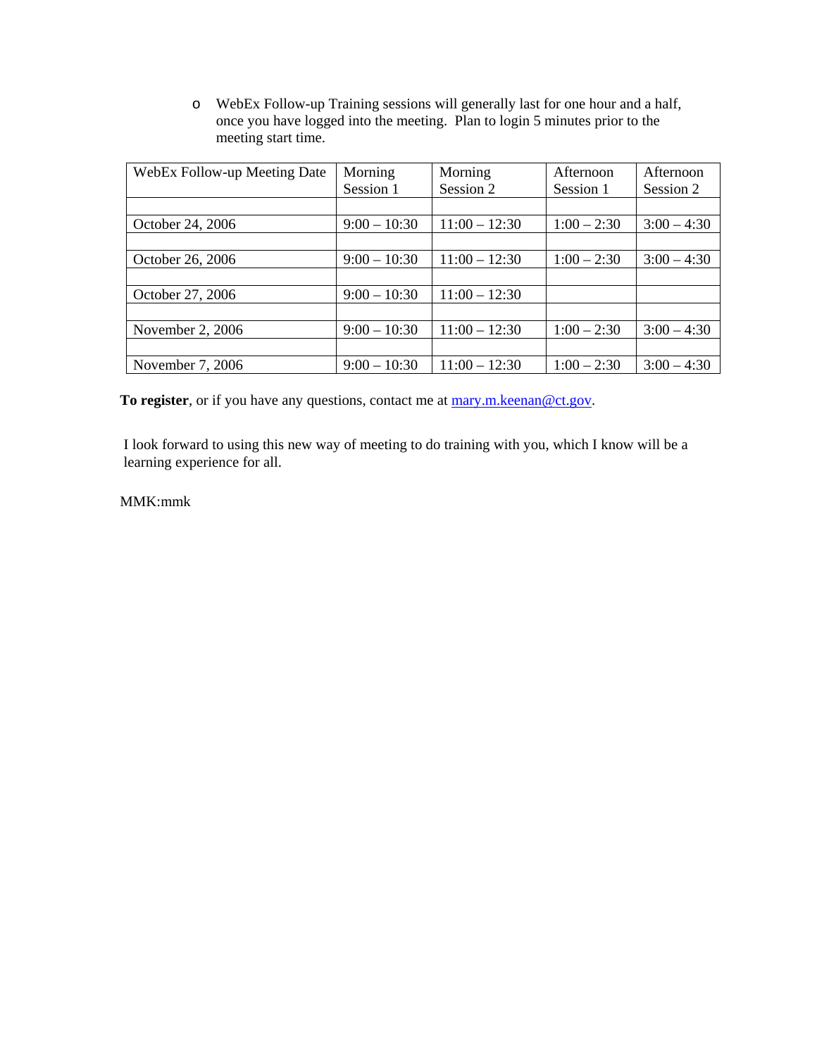- WebEx Follow-up Training sessions will generally last for one hour and a half, once you have logged into the meeting. Plan to login 5 minutes prior to the meeting start time.

| WebEx Follow-up Meeting Date | Morning Session 1 | Morning Session 2 | Afternoon Session 1 | Afternoon Session 2 |
|---|---|---|---|---|
| | | | | |
| October 24, 2006 | 9:00 – 10:30 | 11:00 – 12:30 | 1:00 – 2:30 | 3:00 – 4:30 |
| | | | | |
| October 26, 2006 | 9:00 – 10:30 | 11:00 – 12:30 | 1:00 – 2:30 | 3:00 – 4:30 |
| | | | | |
| October 27, 2006 | 9:00 – 10:30 | 11:00 – 12:30 | | |
| | | | | |
| November 2, 2006 | 9:00 – 10:30 | 11:00 – 12:30 | 1:00 – 2:30 | 3:00 – 4:30 |
| | | | | |
| November 7, 2006 | 9:00 – 10:30 | 11:00 – 12:30 | 1:00 – 2:30 | 3:00 – 4:30 |

**To register**, or if you have any questions, contact me at mary.m.keenan@ct.gov.

I look forward to using this new way of meeting to do training with you, which I know will be a learning experience for all.

MMK:mmk